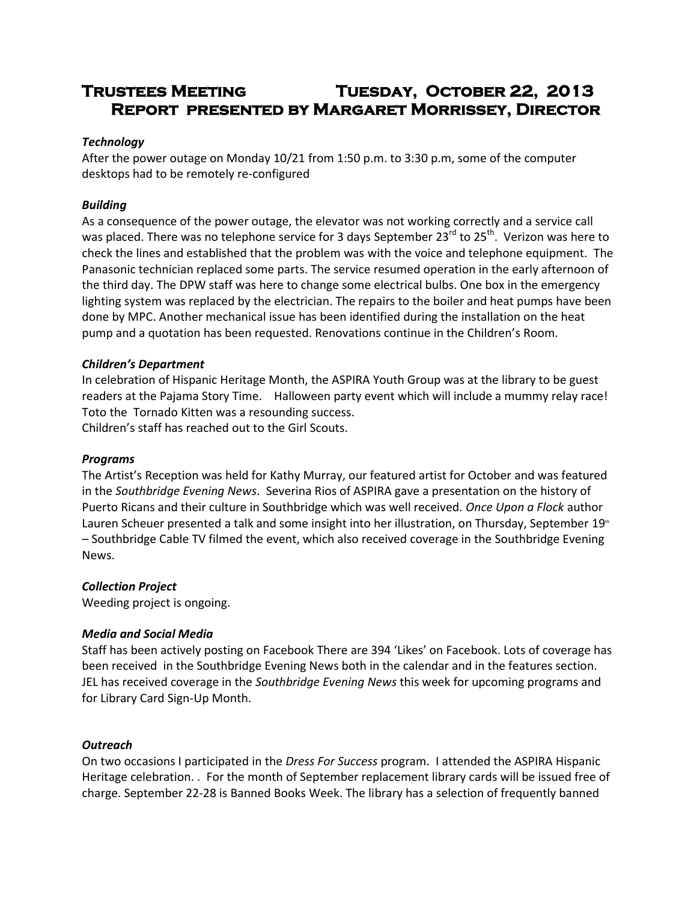# Trustees Meeting Tuesday, October 22, 2013
## Report presented by Margaret Morrissey, Director

### *Technology*

After the power outage on Monday 10/21 from 1:50 p.m. to 3:30 p.m, some of the computer desktops had to be remotely re-configured

### *Building*

As a consequence of the power outage, the elevator was not working correctly and a service call was placed. There was no telephone service for 3 days September 23rd to 25th. Verizon was here to check the lines and established that the problem was with the voice and telephone equipment. The Panasonic technician replaced some parts. The service resumed operation in the early afternoon of the third day. The DPW staff was here to change some electrical bulbs. One box in the emergency lighting system was replaced by the electrician. The repairs to the boiler and heat pumps have been done by MPC. Another mechanical issue has been identified during the installation on the heat pump and a quotation has been requested. Renovations continue in the Children's Room.

### *Children's Department*

In celebration of Hispanic Heritage Month, the ASPIRA Youth Group was at the library to be guest readers at the Pajama Story Time. Halloween party event which will include a mummy relay race! Toto the Tornado Kitten was a resounding success.
Children's staff has reached out to the Girl Scouts.

### *Programs*

The Artist's Reception was held for Kathy Murray, our featured artist for October and was featured in the *Southbridge Evening News*. Severina Rios of ASPIRA gave a presentation on the history of Puerto Ricans and their culture in Southbridge which was well received. *Once Upon a Flock* author Lauren Scheuer presented a talk and some insight into her illustration, on Thursday, September 19th – Southbridge Cable TV filmed the event, which also received coverage in the Southbridge Evening News.

### *Collection Project*

Weeding project is ongoing.

### *Media and Social Media*

Staff has been actively posting on Facebook There are 394 'Likes' on Facebook. Lots of coverage has been received in the Southbridge Evening News both in the calendar and in the features section. JEL has received coverage in the *Southbridge Evening News* this week for upcoming programs and for Library Card Sign-Up Month.

### *Outreach*

On two occasions I participated in the *Dress For Success* program. I attended the ASPIRA Hispanic Heritage celebration. . For the month of September replacement library cards will be issued free of charge. September 22-28 is Banned Books Week. The library has a selection of frequently banned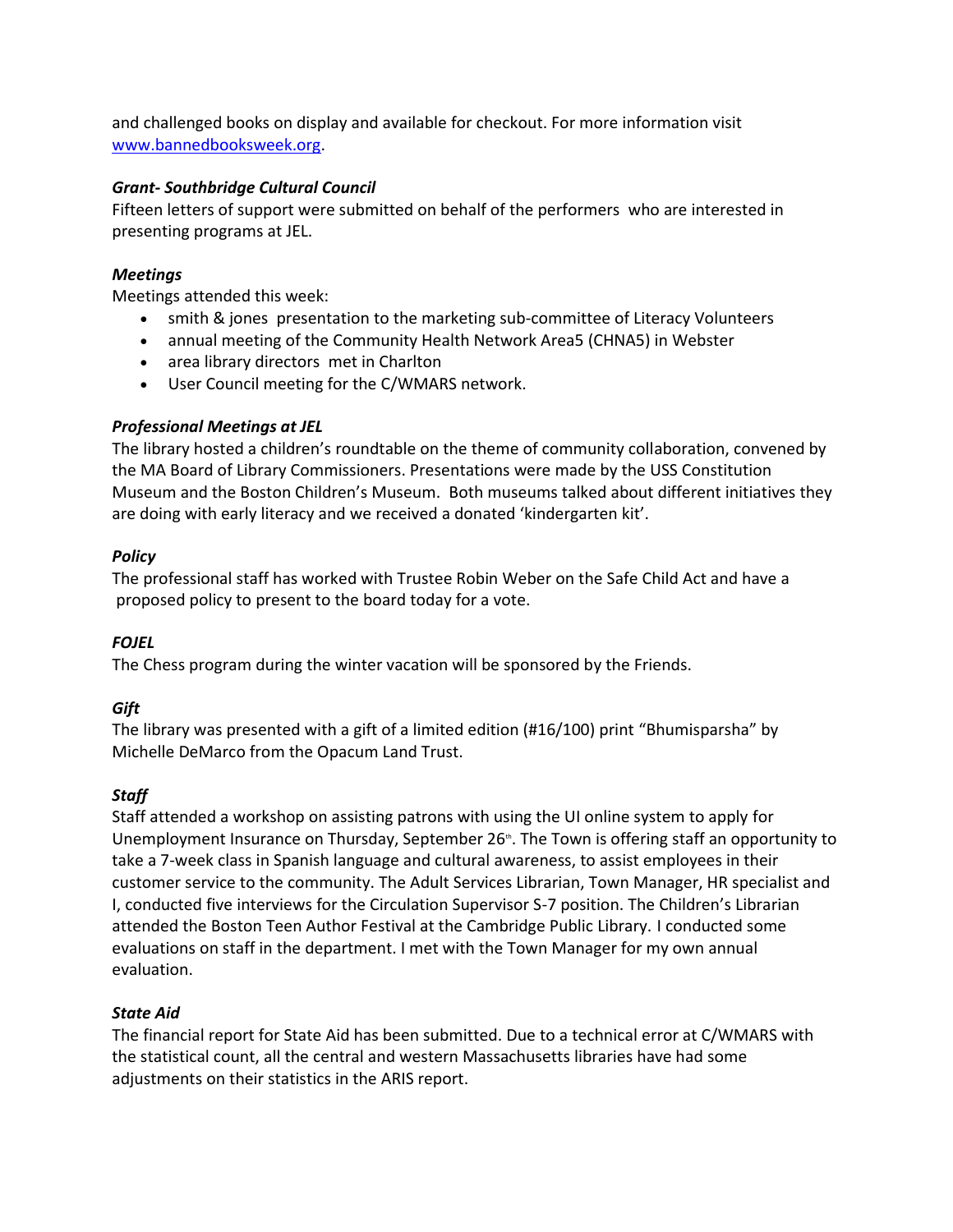and challenged books on display and available for checkout. For more information visit [www.bannedbooksweek.org](http://www.bannedbooksweek.org).

***Grant- Southbridge Cultural Council***

Fifteen letters of support were submitted on behalf of the performers who are interested in presenting programs at JEL.

***Meetings***

Meetings attended this week:

- smith & jones presentation to the marketing sub-committee of Literacy Volunteers
- annual meeting of the Community Health Network Area5 (CHNA5) in Webster
- area library directors met in Charlton
- User Council meeting for the C/WMARS network.

***Professional Meetings at JEL***

The library hosted a children's roundtable on the theme of community collaboration, convened by the MA Board of Library Commissioners. Presentations were made by the USS Constitution Museum and the Boston Children's Museum. Both museums talked about different initiatives they are doing with early literacy and we received a donated 'kindergarten kit'.

***Policy***

The professional staff has worked with Trustee Robin Weber on the Safe Child Act and have a proposed policy to present to the board today for a vote.

***FOJEL***

The Chess program during the winter vacation will be sponsored by the Friends.

***Gift***

The library was presented with a gift of a limited edition (#16/100) print "Bhumisparsha" by Michelle DeMarco from the Opacum Land Trust.

***Staff***

Staff attended a workshop on assisting patrons with using the UI online system to apply for Unemployment Insurance on Thursday, September 26th. The Town is offering staff an opportunity to take a 7-week class in Spanish language and cultural awareness, to assist employees in their customer service to the community. The Adult Services Librarian, Town Manager, HR specialist and I, conducted five interviews for the Circulation Supervisor S-7 position. The Children's Librarian attended the Boston Teen Author Festival at the Cambridge Public Library. I conducted some evaluations on staff in the department. I met with the Town Manager for my own annual evaluation.

***State Aid***

The financial report for State Aid has been submitted. Due to a technical error at C/WMARS with the statistical count, all the central and western Massachusetts libraries have had some adjustments on their statistics in the ARIS report.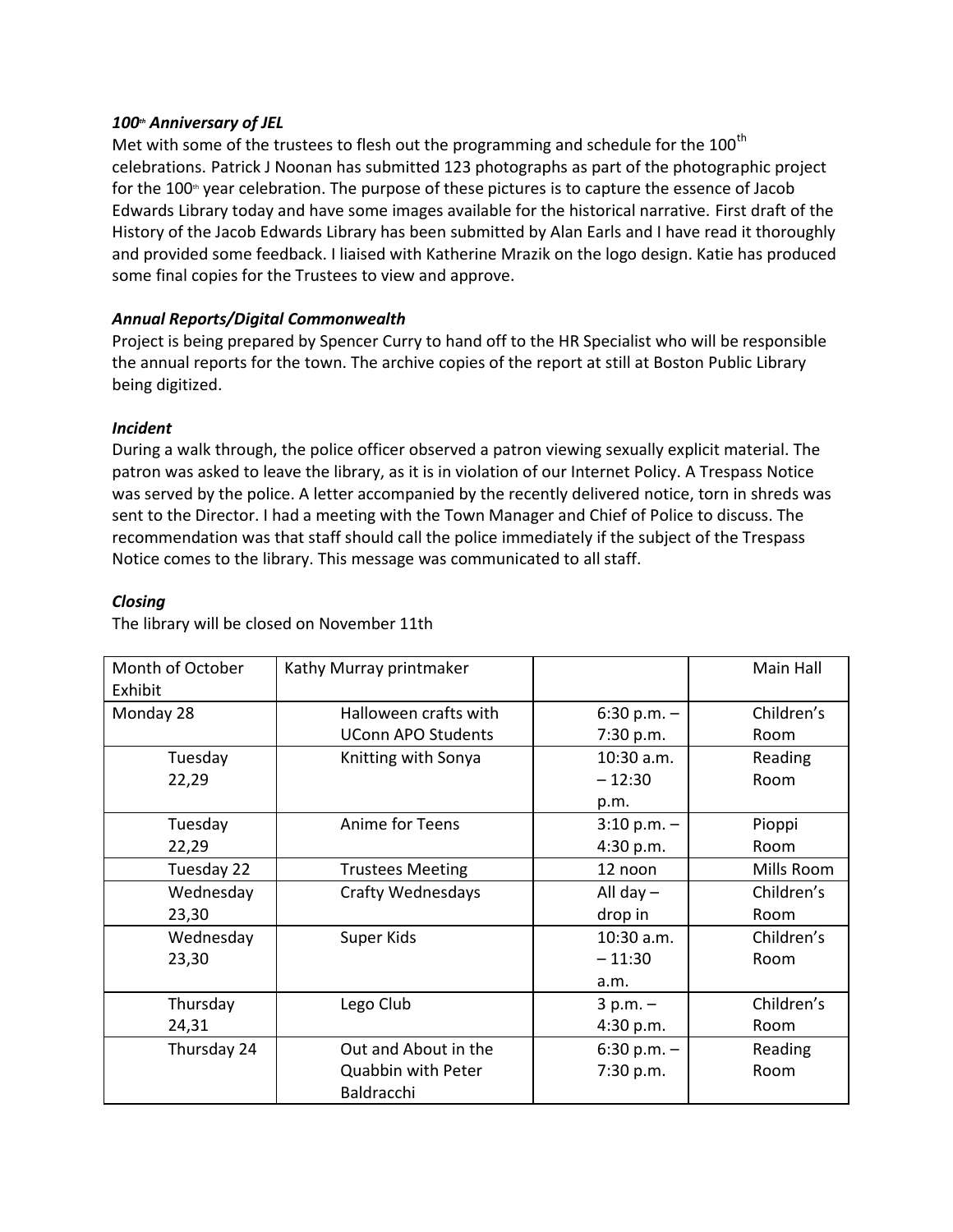***100th Anniversary of JEL***

Met with some of the trustees to flesh out the programming and schedule for the 100th celebrations. Patrick J Noonan has submitted 123 photographs as part of the photographic project for the 100th year celebration. The purpose of these pictures is to capture the essence of Jacob Edwards Library today and have some images available for the historical narrative. First draft of the History of the Jacob Edwards Library has been submitted by Alan Earls and I have read it thoroughly and provided some feedback. I liaised with Katherine Mrazik on the logo design. Katie has produced some final copies for the Trustees to view and approve.

***Annual Reports/Digital Commonwealth***

Project is being prepared by Spencer Curry to hand off to the HR Specialist who will be responsible the annual reports for the town. The archive copies of the report at still at Boston Public Library being digitized.

***Incident***

During a walk through, the police officer observed a patron viewing sexually explicit material. The patron was asked to leave the library, as it is in violation of our Internet Policy. A Trespass Notice was served by the police. A letter accompanied by the recently delivered notice, torn in shreds was sent to the Director. I had a meeting with the Town Manager and Chief of Police to discuss. The recommendation was that staff should call the police immediately if the subject of the Trespass Notice comes to the library. This message was communicated to all staff.

***Closing***

The library will be closed on November 11th

| Month of October Exhibit | Kathy Murray printmaker | | Main Hall |
|---|---|---|---|
| Monday 28 | Halloween crafts with UConn APO Students | 6:30 p.m. – 7:30 p.m. | Children's Room |
| Tuesday 22,29 | Knitting with Sonya | 10:30 a.m. – 12:30 p.m. | Reading Room |
| Tuesday 22,29 | Anime for Teens | 3:10 p.m. – 4:30 p.m. | Pioppi Room |
| Tuesday 22 | Trustees Meeting | 12 noon | Mills Room |
| Wednesday 23,30 | Crafty Wednesdays | All day – drop in | Children's Room |
| Wednesday 23,30 | Super Kids | 10:30 a.m. – 11:30 a.m. | Children's Room |
| Thursday 24,31 | Lego Club | 3 p.m. – 4:30 p.m. | Children's Room |
| Thursday 24 | Out and About in the Quabbin with Peter Baldracchi | 6:30 p.m. – 7:30 p.m. | Reading Room |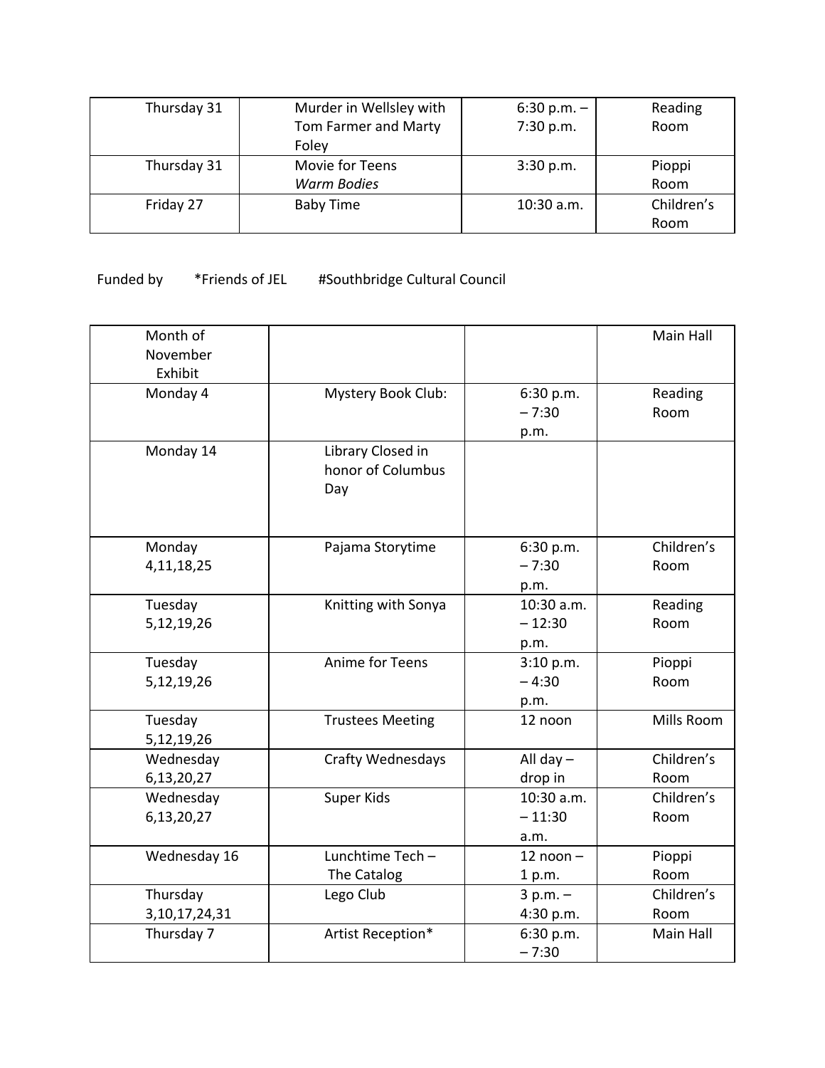| Thursday 31 | Murder in Wellsley with Tom Farmer and Marty Foley | 6:30 p.m. – 7:30 p.m. | Reading Room |
|---|---|---|---|
| Thursday 31 | Movie for Teens *Warm Bodies* | 3:30 p.m. | Pioppi Room |
| Friday 27 | Baby Time | 10:30 a.m. | Children's Room |

Funded by *Friends of JEL #Southbridge Cultural Council

| Month of November Exhibit | | | Main Hall |
|---|---|---|---|
| Monday 4 | Mystery Book Club: | 6:30 p.m. – 7:30 p.m. | Reading Room |
| Monday 14 | Library Closed in honor of Columbus Day | | |
| Monday 4,11,18,25 | Pajama Storytime | 6:30 p.m. – 7:30 p.m. | Children's Room |
| Tuesday 5,12,19,26 | Knitting with Sonya | 10:30 a.m. – 12:30 p.m. | Reading Room |
| Tuesday 5,12,19,26 | Anime for Teens | 3:10 p.m. – 4:30 p.m. | Pioppi Room |
| Tuesday 5,12,19,26 | Trustees Meeting | 12 noon | Mills Room |
| Wednesday 6,13,20,27 | Crafty Wednesdays | All day – drop in | Children's Room |
| Wednesday 6,13,20,27 | Super Kids | 10:30 a.m. – 11:30 a.m. | Children's Room |
| Wednesday 16 | Lunchtime Tech – The Catalog | 12 noon – 1 p.m. | Pioppi Room |
| Thursday 3,10,17,24,31 | Lego Club | 3 p.m. – 4:30 p.m. | Children's Room |
| Thursday 7 | Artist Reception* | 6:30 p.m. – 7:30 | Main Hall |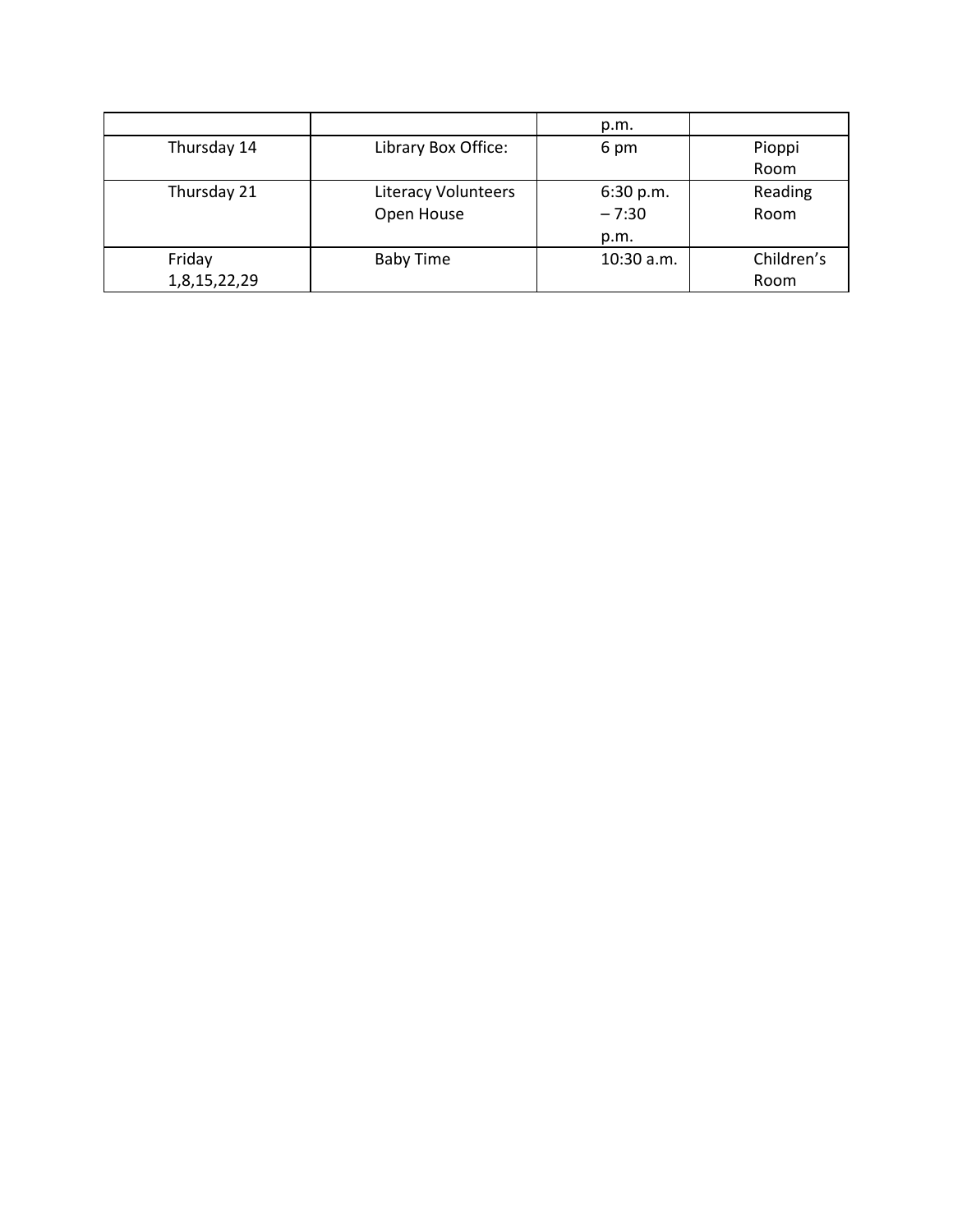| | | | |
|---|---|---|---|
| | | p.m. | |
| Thursday 14 | Library Box Office: | 6 pm | Pioppi Room |
| Thursday 21 | Literacy Volunteers Open House | 6:30 p.m. – 7:30 p.m. | Reading Room |
| Friday 1,8,15,22,29 | Baby Time | 10:30 a.m. | Children's Room |